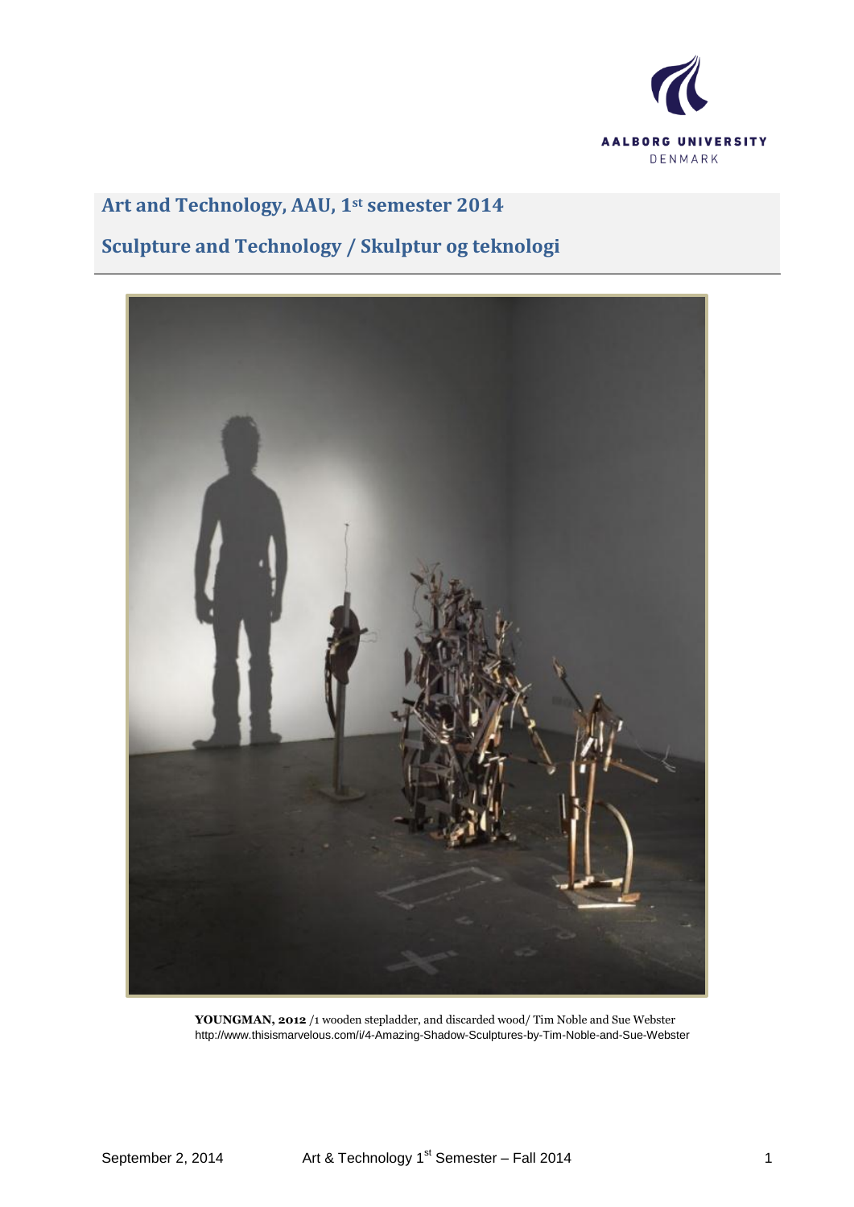# Art and Technology, AAU, 1st semester 2014

## Sculpture and Technology / Skulptur og teknologi

**YOUNGMAN, 2012** /1 wooden stepladder, and discarded wood/ Tim Noble and Sue Webster
http://www.thisismarvelous.com/i/4-Amazing-Shadow-Sculptures-by-Tim-Noble-and-Sue-Webster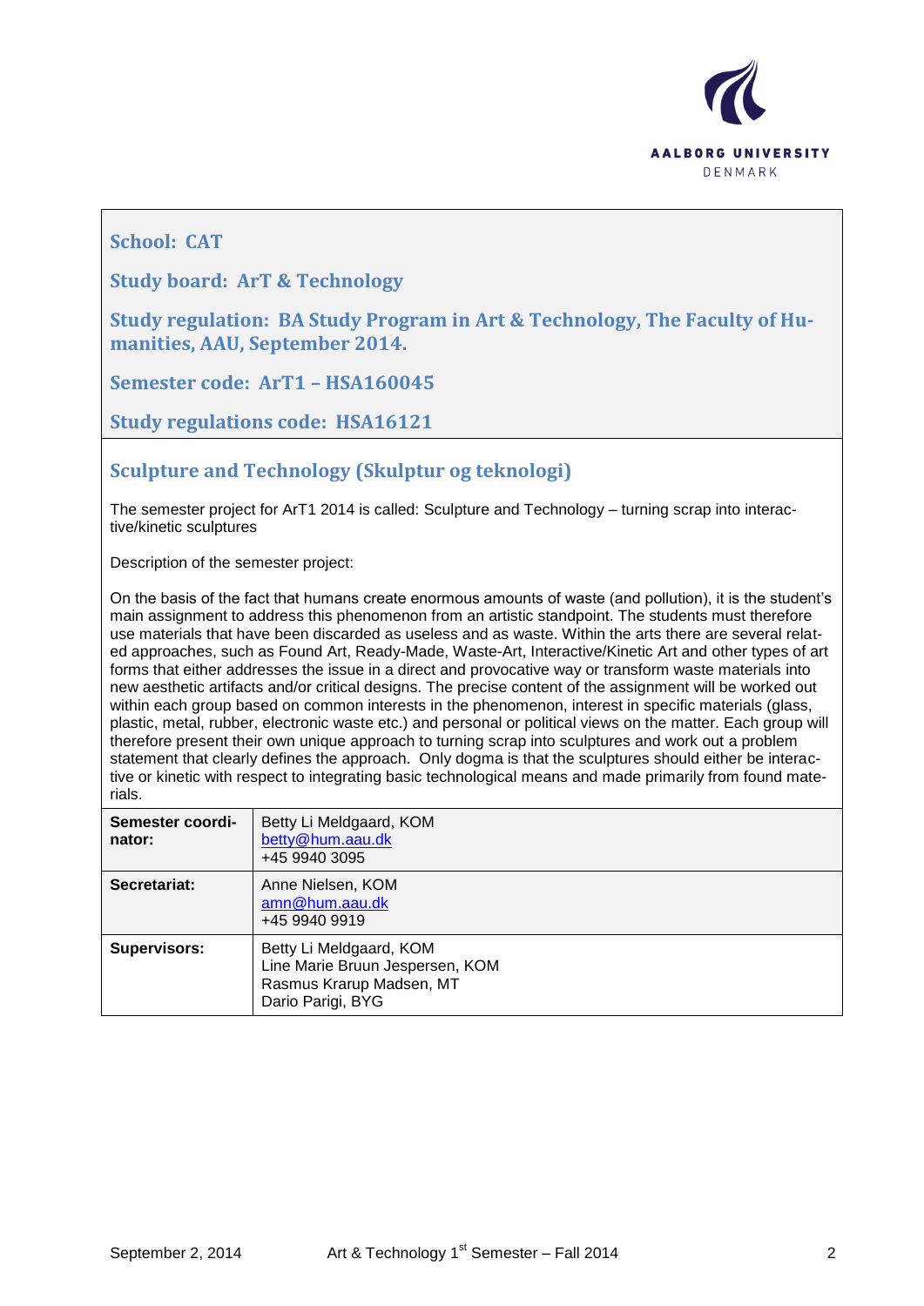**School: CAT**

**Study board: ArT & Technology**

**Study regulation: BA Study Program in Art & Technology, The Faculty of Humanities, AAU, September 2014.**

**Semester code: ArT1 – HSA160045**

**Study regulations code: HSA16121**

## Sculpture and Technology (Skulptur og teknologi)

The semester project for ArT1 2014 is called: Sculpture and Technology – turning scrap into interactive/kinetic sculptures

Description of the semester project:

On the basis of the fact that humans create enormous amounts of waste (and pollution), it is the student's main assignment to address this phenomenon from an artistic standpoint. The students must therefore use materials that have been discarded as useless and as waste. Within the arts there are several related approaches, such as Found Art, Ready-Made, Waste-Art, Interactive/Kinetic Art and other types of art forms that either addresses the issue in a direct and provocative way or transform waste materials into new aesthetic artifacts and/or critical designs. The precise content of the assignment will be worked out within each group based on common interests in the phenomenon, interest in specific materials (glass, plastic, metal, rubber, electronic waste etc.) and personal or political views on the matter. Each group will therefore present their own unique approach to turning scrap into sculptures and work out a problem statement that clearly defines the approach. Only dogma is that the sculptures should either be interactive or kinetic with respect to integrating basic technological means and made primarily from found materials.

| | |
|---|---|
| **Semester coordinator:** | Betty Li Meldgaard, KOM<br>betty@hum.aau.dk<br>+45 9940 3095 |
| **Secretariat:** | Anne Nielsen, KOM<br>amn@hum.aau.dk<br>+45 9940 9919 |
| **Supervisors:** | Betty Li Meldgaard, KOM<br>Line Marie Bruun Jespersen, KOM<br>Rasmus Krarup Madsen, MT<br>Dario Parigi, BYG |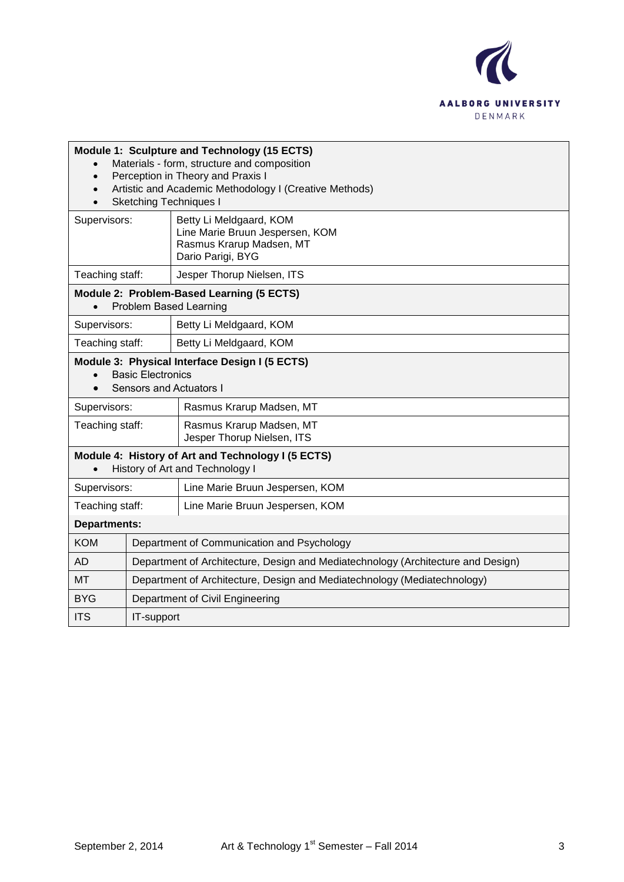**Module 1: Sculpture and Technology (15 ECTS)**

- Materials - form, structure and composition
- Perception in Theory and Praxis I
- Artistic and Academic Methodology I (Creative Methods)
- Sketching Techniques I

| | |
|---|---|
| Supervisors: | Betty Li Meldgaard, KOM<br>Line Marie Bruun Jespersen, KOM<br>Rasmus Krarup Madsen, MT<br>Dario Parigi, BYG |
| Teaching staff: | Jesper Thorup Nielsen, ITS |

**Module 2: Problem-Based Learning (5 ECTS)**

- Problem Based Learning

| | |
|---|---|
| Supervisors: | Betty Li Meldgaard, KOM |
| Teaching staff: | Betty Li Meldgaard, KOM |

**Module 3: Physical Interface Design I (5 ECTS)**

- Basic Electronics
- Sensors and Actuators I

| | |
|---|---|
| Supervisors: | Rasmus Krarup Madsen, MT |
| Teaching staff: | Rasmus Krarup Madsen, MT<br>Jesper Thorup Nielsen, ITS |

**Module 4: History of Art and Technology I (5 ECTS)**

- History of Art and Technology I

| | |
|---|---|
| Supervisors: | Line Marie Bruun Jespersen, KOM |
| Teaching staff: | Line Marie Bruun Jespersen, KOM |

**Departments:**

| | |
|---|---|
| KOM | Department of Communication and Psychology |
| AD | Department of Architecture, Design and Mediatechnology (Architecture and Design) |
| MT | Department of Architecture, Design and Mediatechnology (Mediatechnology) |
| BYG | Department of Civil Engineering |
| ITS | IT-support |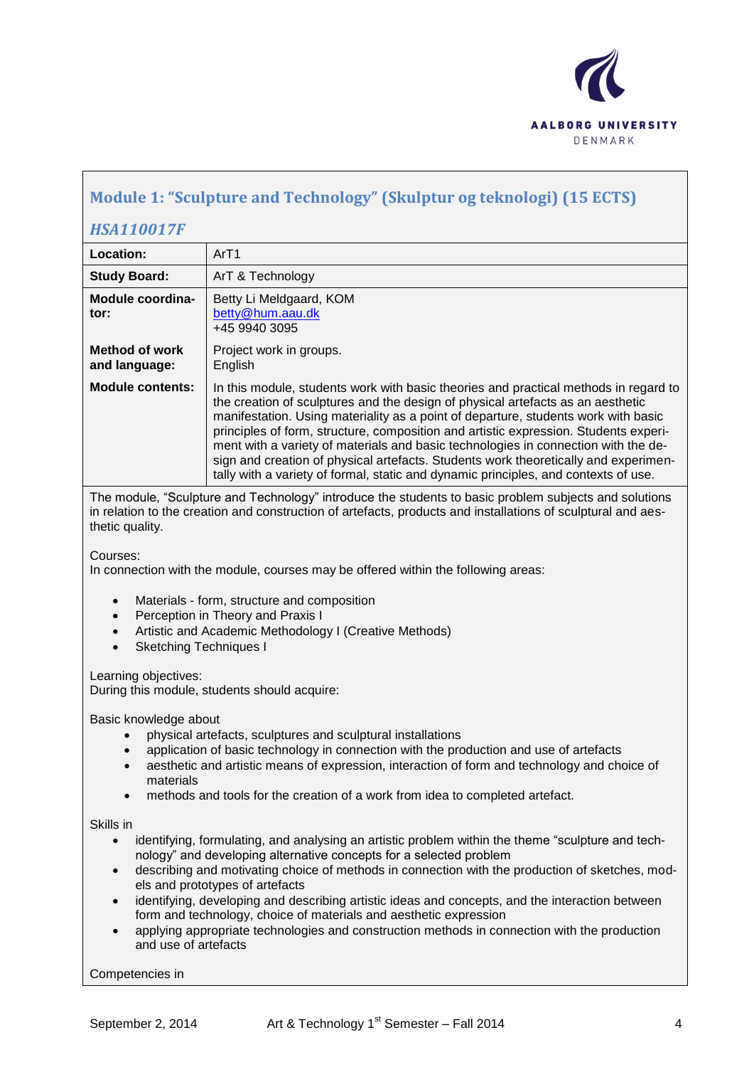## Module 1: "Sculpture and Technology" (Skulptur og teknologi) (15 ECTS)

### *HSA110017F*

| | |
|---|---|
| **Location:** | ArT1 |
| **Study Board:** | ArT & Technology |
| **Module coordinator:** | Betty Li Meldgaard, KOM<br>betty@hum.aau.dk<br>+45 9940 3095 |
| **Method of work and language:** | Project work in groups.<br>English |
| **Module contents:** | In this module, students work with basic theories and practical methods in regard to the creation of sculptures and the design of physical artefacts as an aesthetic manifestation. Using materiality as a point of departure, students work with basic principles of form, structure, composition and artistic expression. Students experiment with a variety of materials and basic technologies in connection with the design and creation of physical artefacts. Students work theoretically and experimentally with a variety of formal, static and dynamic principles, and contexts of use. |

The module, "Sculpture and Technology" introduce the students to basic problem subjects and solutions in relation to the creation and construction of artefacts, products and installations of sculptural and aesthetic quality.

Courses:
In connection with the module, courses may be offered within the following areas:

- Materials - form, structure and composition
- Perception in Theory and Praxis I
- Artistic and Academic Methodology I (Creative Methods)
- Sketching Techniques I

Learning objectives:
During this module, students should acquire:

Basic knowledge about

- physical artefacts, sculptures and sculptural installations
- application of basic technology in connection with the production and use of artefacts
- aesthetic and artistic means of expression, interaction of form and technology and choice of materials
- methods and tools for the creation of a work from idea to completed artefact.

Skills in

- identifying, formulating, and analysing an artistic problem within the theme "sculpture and technology" and developing alternative concepts for a selected problem
- describing and motivating choice of methods in connection with the production of sketches, models and prototypes of artefacts
- identifying, developing and describing artistic ideas and concepts, and the interaction between form and technology, choice of materials and aesthetic expression
- applying appropriate technologies and construction methods in connection with the production and use of artefacts

Competencies in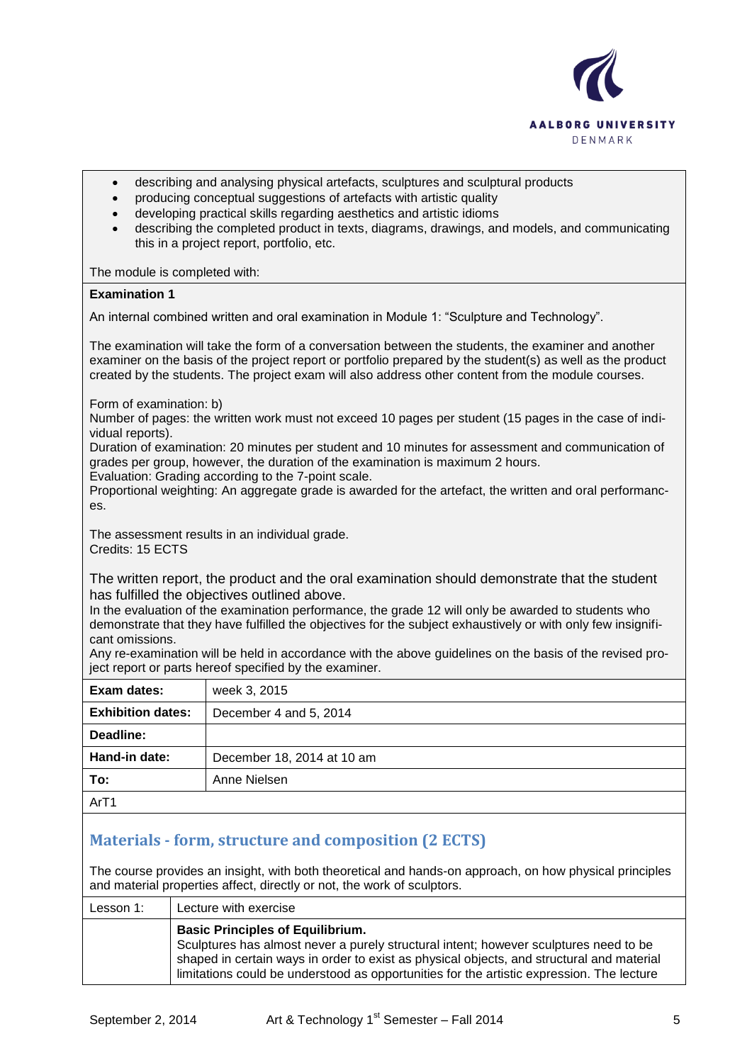- describing and analysing physical artefacts, sculptures and sculptural products
- producing conceptual suggestions of artefacts with artistic quality
- developing practical skills regarding aesthetics and artistic idioms
- describing the completed product in texts, diagrams, drawings, and models, and communicating this in a project report, portfolio, etc.

The module is completed with:

**Examination 1**

An internal combined written and oral examination in Module 1: "Sculpture and Technology".

The examination will take the form of a conversation between the students, the examiner and another examiner on the basis of the project report or portfolio prepared by the student(s) as well as the product created by the students. The project exam will also address other content from the module courses.

Form of examination: b)
Number of pages: the written work must not exceed 10 pages per student (15 pages in the case of individual reports).
Duration of examination: 20 minutes per student and 10 minutes for assessment and communication of grades per group, however, the duration of the examination is maximum 2 hours.
Evaluation: Grading according to the 7-point scale.
Proportional weighting: An aggregate grade is awarded for the artefact, the written and oral performances.

The assessment results in an individual grade.
Credits: 15 ECTS

The written report, the product and the oral examination should demonstrate that the student has fulfilled the objectives outlined above.
In the evaluation of the examination performance, the grade 12 will only be awarded to students who demonstrate that they have fulfilled the objectives for the subject exhaustively or with only few insignificant omissions.
Any re-examination will be held in accordance with the above guidelines on the basis of the revised project report or parts hereof specified by the examiner.

| | |
|---|---|
| **Exam dates:** | week 3, 2015 |
| **Exhibition dates:** | December 4 and 5, 2014 |
| **Deadline:** | |
| **Hand-in date:** | December 18, 2014 at 10 am |
| **To:** | Anne Nielsen |

ArT1

## Materials - form, structure and composition (2 ECTS)

The course provides an insight, with both theoretical and hands-on approach, on how physical principles and material properties affect, directly or not, the work of sculptors.

| Lesson 1: | Lecture with exercise |
|---|---|
| | **Basic Principles of Equilibrium.** Sculptures has almost never a purely structural intent; however sculptures need to be shaped in certain ways in order to exist as physical objects, and structural and material limitations could be understood as opportunities for the artistic expression. The lecture |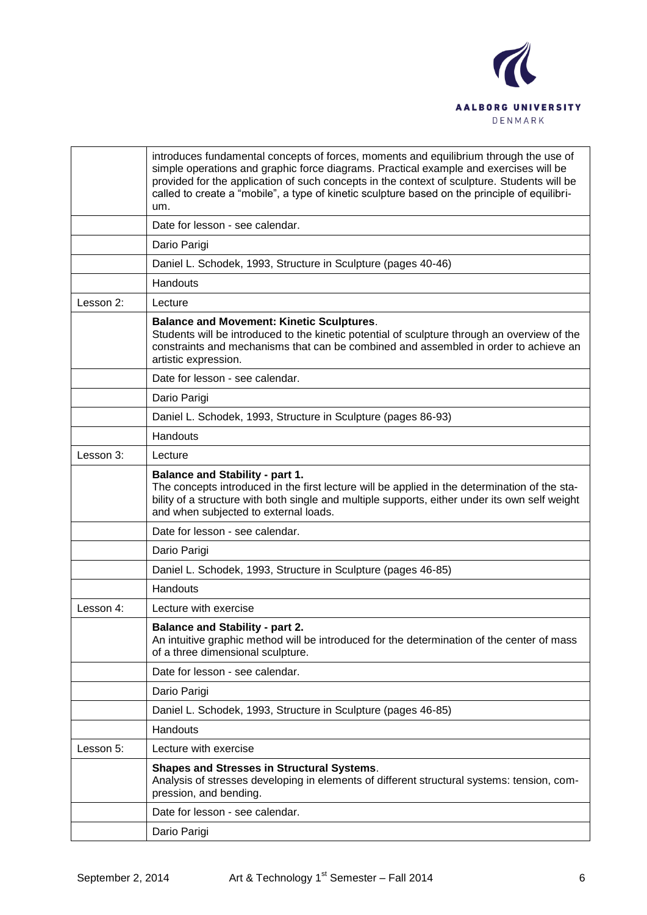| | |
|---|---|
| | introduces fundamental concepts of forces, moments and equilibrium through the use of simple operations and graphic force diagrams. Practical example and exercises will be provided for the application of such concepts in the context of sculpture. Students will be called to create a "mobile", a type of kinetic sculpture based on the principle of equilibrium. |
| | Date for lesson - see calendar. |
| | Dario Parigi |
| | Daniel L. Schodek, 1993, Structure in Sculpture (pages 40-46) |
| | Handouts |
| Lesson 2: | Lecture |
| | **Balance and Movement: Kinetic Sculptures**. Students will be introduced to the kinetic potential of sculpture through an overview of the constraints and mechanisms that can be combined and assembled in order to achieve an artistic expression. |
| | Date for lesson - see calendar. |
| | Dario Parigi |
| | Daniel L. Schodek, 1993, Structure in Sculpture (pages 86-93) |
| | Handouts |
| Lesson 3: | Lecture |
| | **Balance and Stability - part 1.** The concepts introduced in the first lecture will be applied in the determination of the stability of a structure with both single and multiple supports, either under its own self weight and when subjected to external loads. |
| | Date for lesson - see calendar. |
| | Dario Parigi |
| | Daniel L. Schodek, 1993, Structure in Sculpture (pages 46-85) |
| | Handouts |
| Lesson 4: | Lecture with exercise |
| | **Balance and Stability - part 2.** An intuitive graphic method will be introduced for the determination of the center of mass of a three dimensional sculpture. |
| | Date for lesson - see calendar. |
| | Dario Parigi |
| | Daniel L. Schodek, 1993, Structure in Sculpture (pages 46-85) |
| | Handouts |
| Lesson 5: | Lecture with exercise |
| | **Shapes and Stresses in Structural Systems**. Analysis of stresses developing in elements of different structural systems: tension, compression, and bending. |
| | Date for lesson - see calendar. |
| | Dario Parigi |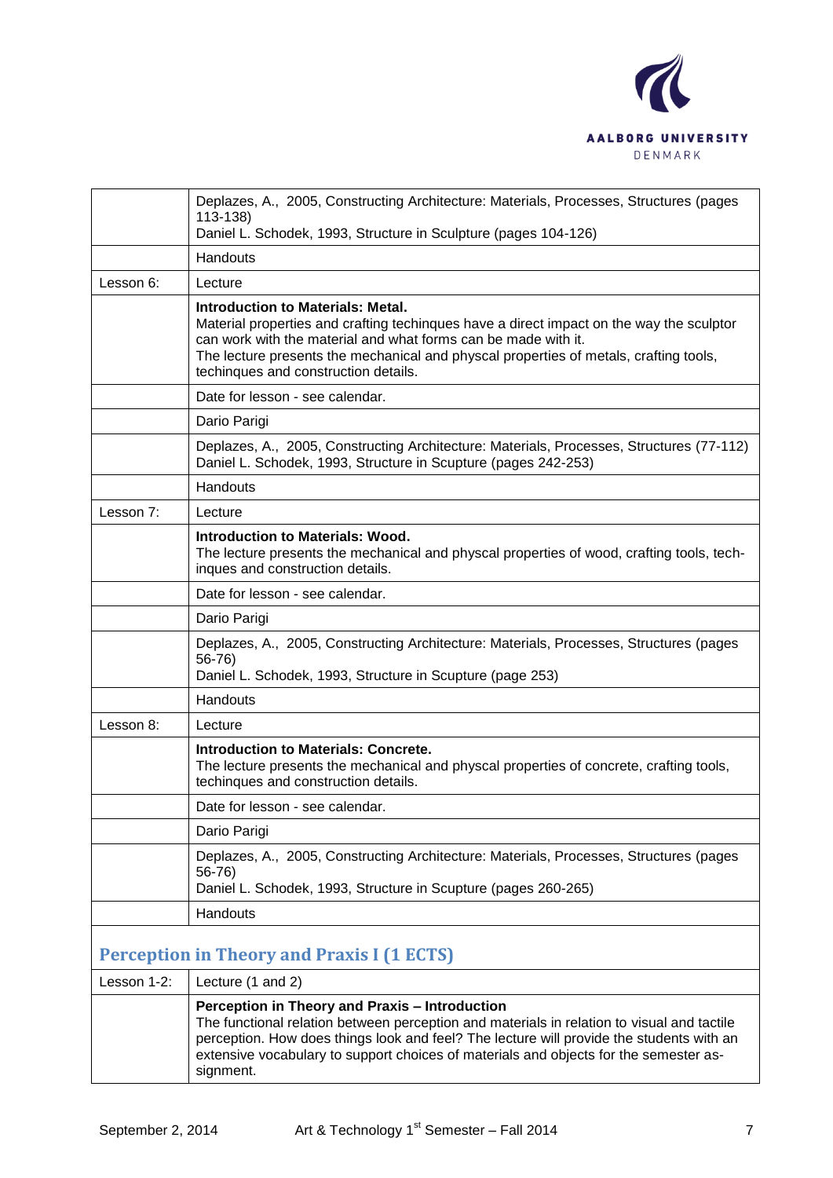|  |  |
|---|---|
|  | Deplazes, A., 2005, Constructing Architecture: Materials, Processes, Structures (pages 113-138)<br>Daniel L. Schodek, 1993, Structure in Sculpture (pages 104-126) |
|  | Handouts |
| Lesson 6: | Lecture |
|  | **Introduction to Materials: Metal.**<br>Material properties and crafting techinques have a direct impact on the way the sculptor can work with the material and what forms can be made with it.<br>The lecture presents the mechanical and physcal properties of metals, crafting tools, techinques and construction details. |
|  | Date for lesson - see calendar. |
|  | Dario Parigi |
|  | Deplazes, A., 2005, Constructing Architecture: Materials, Processes, Structures (77-112)<br>Daniel L. Schodek, 1993, Structure in Scupture (pages 242-253) |
|  | Handouts |
| Lesson 7: | Lecture |
|  | **Introduction to Materials: Wood.**<br>The lecture presents the mechanical and physcal properties of wood, crafting tools, tech-inques and construction details. |
|  | Date for lesson - see calendar. |
|  | Dario Parigi |
|  | Deplazes, A., 2005, Constructing Architecture: Materials, Processes, Structures (pages 56-76)<br>Daniel L. Schodek, 1993, Structure in Scupture (page 253) |
|  | Handouts |
| Lesson 8: | Lecture |
|  | **Introduction to Materials: Concrete.**<br>The lecture presents the mechanical and physcal properties of concrete, crafting tools, techinques and construction details. |
|  | Date for lesson - see calendar. |
|  | Dario Parigi |
|  | Deplazes, A., 2005, Constructing Architecture: Materials, Processes, Structures (pages 56-76)<br>Daniel L. Schodek, 1993, Structure in Scupture (pages 260-265) |
|  | Handouts |

## Perception in Theory and Praxis I (1 ECTS)

|  |  |
|---|---|
| Lesson 1-2: | Lecture (1 and 2) |
|  | **Perception in Theory and Praxis – Introduction**<br>The functional relation between perception and materials in relation to visual and tactile perception. How does things look and feel? The lecture will provide the students with an extensive vocabulary to support choices of materials and objects for the semester as-signment. |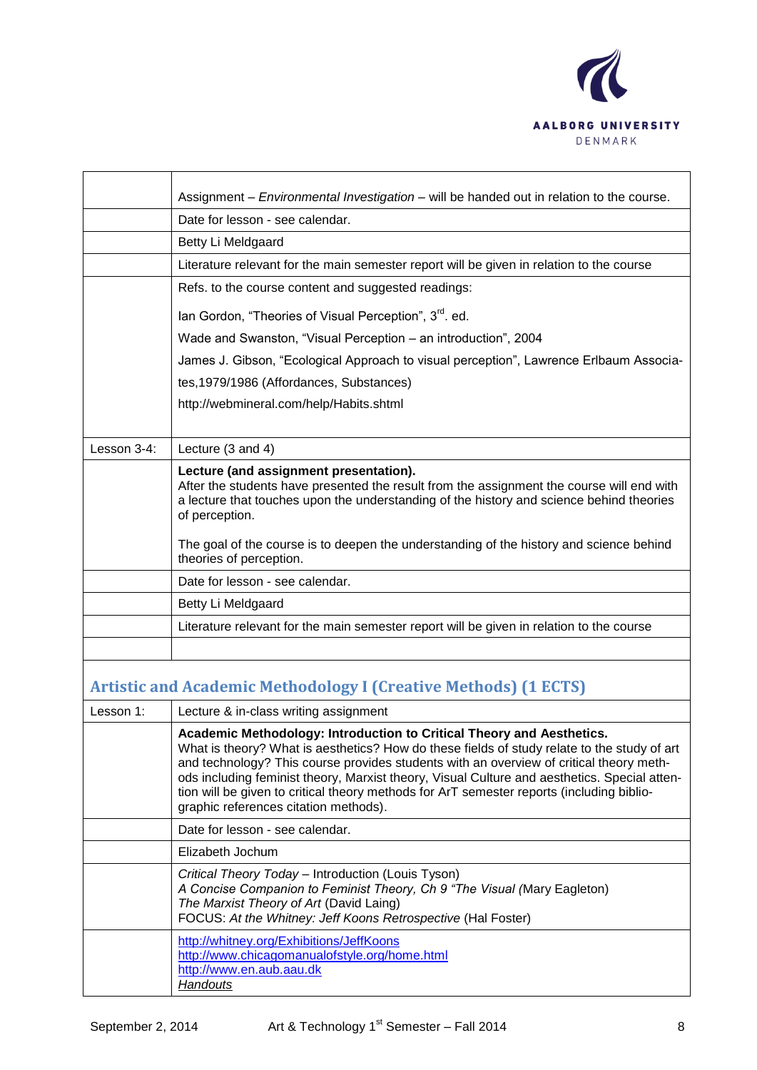| | |
|---|---|
| | Assignment – *Environmental Investigation* – will be handed out in relation to the course. |
| | Date for lesson - see calendar. |
| | Betty Li Meldgaard |
| | Literature relevant for the main semester report will be given in relation to the course |
| | Refs. to the course content and suggested readings:<br><br>Ian Gordon, "Theories of Visual Perception", 3rd. ed.<br><br>Wade and Swanston, "Visual Perception – an introduction", 2004<br><br>James J. Gibson, "Ecological Approach to visual perception", Lawrence Erlbaum Associates,1979/1986 (Affordances, Substances)<br><br>http://webmineral.com/help/Habits.shtml |
| Lesson 3-4: | Lecture (3 and 4) |
| | **Lecture (and assignment presentation).**<br>After the students have presented the result from the assignment the course will end with a lecture that touches upon the understanding of the history and science behind theories of perception.<br><br>The goal of the course is to deepen the understanding of the history and science behind theories of perception. |
| | Date for lesson - see calendar. |
| | Betty Li Meldgaard |
| | Literature relevant for the main semester report will be given in relation to the course |
| | |

## Artistic and Academic Methodology I (Creative Methods) (1 ECTS)

| | |
|---|---|
| Lesson 1: | Lecture & in-class writing assignment |
| | **Academic Methodology: Introduction to Critical Theory and Aesthetics.**<br>What is theory? What is aesthetics? How do these fields of study relate to the study of art and technology? This course provides students with an overview of critical theory methods including feminist theory, Marxist theory, Visual Culture and aesthetics. Special attention will be given to critical theory methods for ArT semester reports (including bibliographic references citation methods). |
| | Date for lesson - see calendar. |
| | Elizabeth Jochum |
| | *Critical Theory Today* – Introduction (Louis Tyson)<br>*A Concise Companion to Feminist Theory, Ch 9 "The Visual* (Mary Eagleton)<br>*The Marxist Theory of Art* (David Laing)<br>FOCUS: *At the Whitney: Jeff Koons Retrospective* (Hal Foster) |
| | http://whitney.org/Exhibitions/JeffKoons<br>http://www.chicagomanualofstyle.org/home.html<br>http://www.en.aub.aau.dk<br>*Handouts* |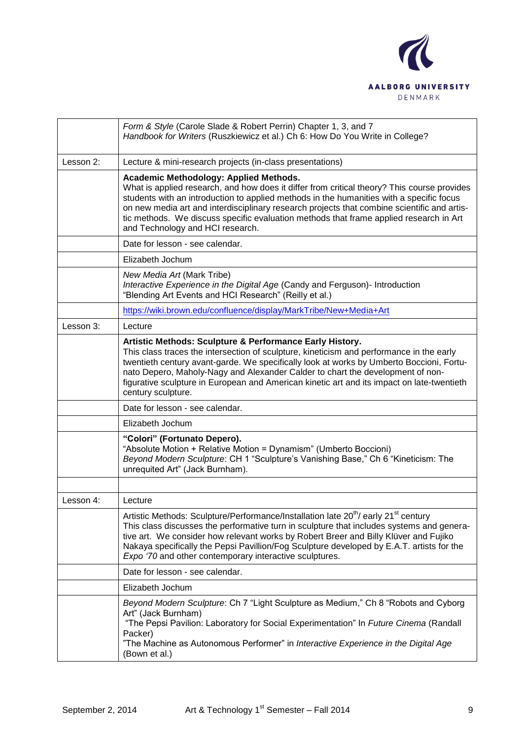| | |
|---|---|
| | *Form & Style* (Carole Slade & Robert Perrin) Chapter 1, 3, and 7<br>*Handbook for Writers* (Ruszkiewicz et al.) Ch 6: How Do You Write in College? |
| Lesson 2: | Lecture & mini-research projects (in-class presentations) |
| | **Academic Methodology: Applied Methods.**<br>What is applied research, and how does it differ from critical theory? This course provides students with an introduction to applied methods in the humanities with a specific focus on new media art and interdisciplinary research projects that combine scientific and artistic methods. We discuss specific evaluation methods that frame applied research in Art and Technology and HCI research. |
| | Date for lesson - see calendar. |
| | Elizabeth Jochum |
| | *New Media Art* (Mark Tribe)<br>*Interactive Experience in the Digital Age* (Candy and Ferguson)- Introduction<br>"Blending Art Events and HCI Research" (Reilly et al.) |
| | https://wiki.brown.edu/confluence/display/MarkTribe/New+Media+Art |
| Lesson 3: | Lecture |
| | **Artistic Methods: Sculpture & Performance Early History.**<br>This class traces the intersection of sculpture, kineticism and performance in the early twentieth century avant-garde. We specifically look at works by Umberto Boccioni, Fortunato Depero, Maholy-Nagy and Alexander Calder to chart the development of non-figurative sculpture in European and American kinetic art and its impact on late-twentieth century sculpture. |
| | Date for lesson - see calendar. |
| | Elizabeth Jochum |
| | **"Colori" (Fortunato Depero).**<br>"Absolute Motion + Relative Motion = Dynamism" (Umberto Boccioni)<br>*Beyond Modern Sculpture*: CH 1 "Sculpture's Vanishing Base," Ch 6 "Kineticism: The unrequited Art" (Jack Burnham). |
| | |
| Lesson 4: | Lecture |
| | Artistic Methods: Sculpture/Performance/Installation late 20th/ early 21st century<br>This class discusses the performative turn in sculpture that includes systems and generative art. We consider how relevant works by Robert Breer and Billy Klüver and Fujiko Nakaya specifically the Pepsi Pavillion/Fog Sculpture developed by E.A.T. artists for the *Expo '70* and other contemporary interactive sculptures. |
| | Date for lesson - see calendar. |
| | Elizabeth Jochum |
| | *Beyond Modern Sculpture*: Ch 7 "Light Sculpture as Medium," Ch 8 "Robots and Cyborg Art" (Jack Burnham)<br>"The Pepsi Pavilion: Laboratory for Social Experimentation" In *Future Cinema* (Randall Packer)<br>"The Machine as Autonomous Performer" in *Interactive Experience in the Digital Age* (Bown et al.) |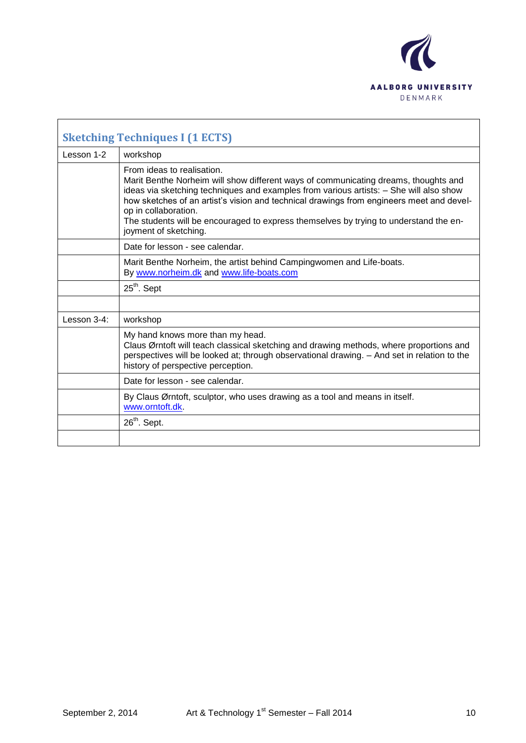## Sketching Techniques I (1 ECTS)

| Lesson 1-2 | workshop |
|---|---|
| | From ideas to realisation.<br>Marit Benthe Norheim will show different ways of communicating dreams, thoughts and ideas via sketching techniques and examples from various artists: – She will also show how sketches of an artist's vision and technical drawings from engineers meet and develop in collaboration.<br>The students will be encouraged to express themselves by trying to understand the enjoyment of sketching. |
| | Date for lesson - see calendar. |
| | Marit Benthe Norheim, the artist behind Campingwomen and Life-boats.<br>By www.norheim.dk and www.life-boats.com |
| | 25th. Sept |
| | |
| Lesson 3-4: | workshop |
| | My hand knows more than my head.<br>Claus Ørntoft will teach classical sketching and drawing methods, where proportions and perspectives will be looked at; through observational drawing. – And set in relation to the history of perspective perception. |
| | Date for lesson - see calendar. |
| | By Claus Ørntoft, sculptor, who uses drawing as a tool and means in itself.<br>www.orntoft.dk. |
| | 26th. Sept. |
| | |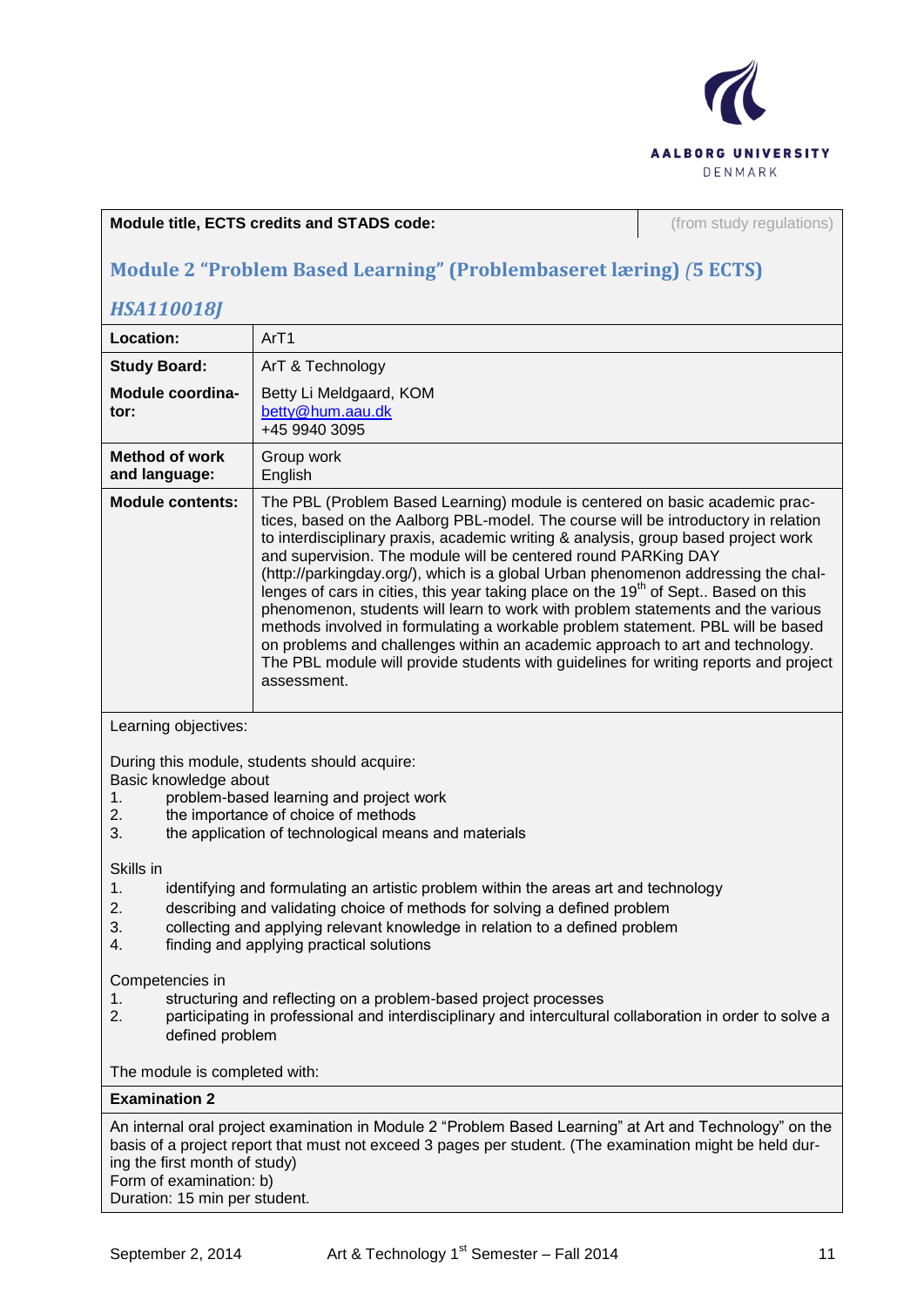| **Module title, ECTS credits and STADS code:** | (from study regulations) |
|---|---|

## Module 2 "Problem Based Learning" (Problembaseret læring) *(*5 ECTS)

### *HSA110018J*

| | |
|---|---|
| **Location:** | ArT1 |
| **Study Board:** | ArT & Technology |
| **Module coordinator:** | Betty Li Meldgaard, KOM<br>betty@hum.aau.dk<br>+45 9940 3095 |
| **Method of work and language:** | Group work<br>English |
| **Module contents:** | The PBL (Problem Based Learning) module is centered on basic academic practices, based on the Aalborg PBL-model. The course will be introductory in relation to interdisciplinary praxis, academic writing & analysis, group based project work and supervision. The module will be centered round PARKing DAY (http://parkingday.org/), which is a global Urban phenomenon addressing the challenges of cars in cities, this year taking place on the 19th of Sept.. Based on this phenomenon, students will learn to work with problem statements and the various methods involved in formulating a workable problem statement. PBL will be based on problems and challenges within an academic approach to art and technology. The PBL module will provide students with guidelines for writing reports and project assessment. |

Learning objectives:

During this module, students should acquire:
Basic knowledge about

1. problem-based learning and project work
2. the importance of choice of methods
3. the application of technological means and materials

Skills in

1. identifying and formulating an artistic problem within the areas art and technology
2. describing and validating choice of methods for solving a defined problem
3. collecting and applying relevant knowledge in relation to a defined problem
4. finding and applying practical solutions

Competencies in

1. structuring and reflecting on a problem-based project processes
2. participating in professional and interdisciplinary and intercultural collaboration in order to solve a defined problem

The module is completed with:

**Examination 2**

An internal oral project examination in Module 2 "Problem Based Learning" at Art and Technology" on the basis of a project report that must not exceed 3 pages per student. (The examination might be held during the first month of study)
Form of examination: b)
Duration: 15 min per student.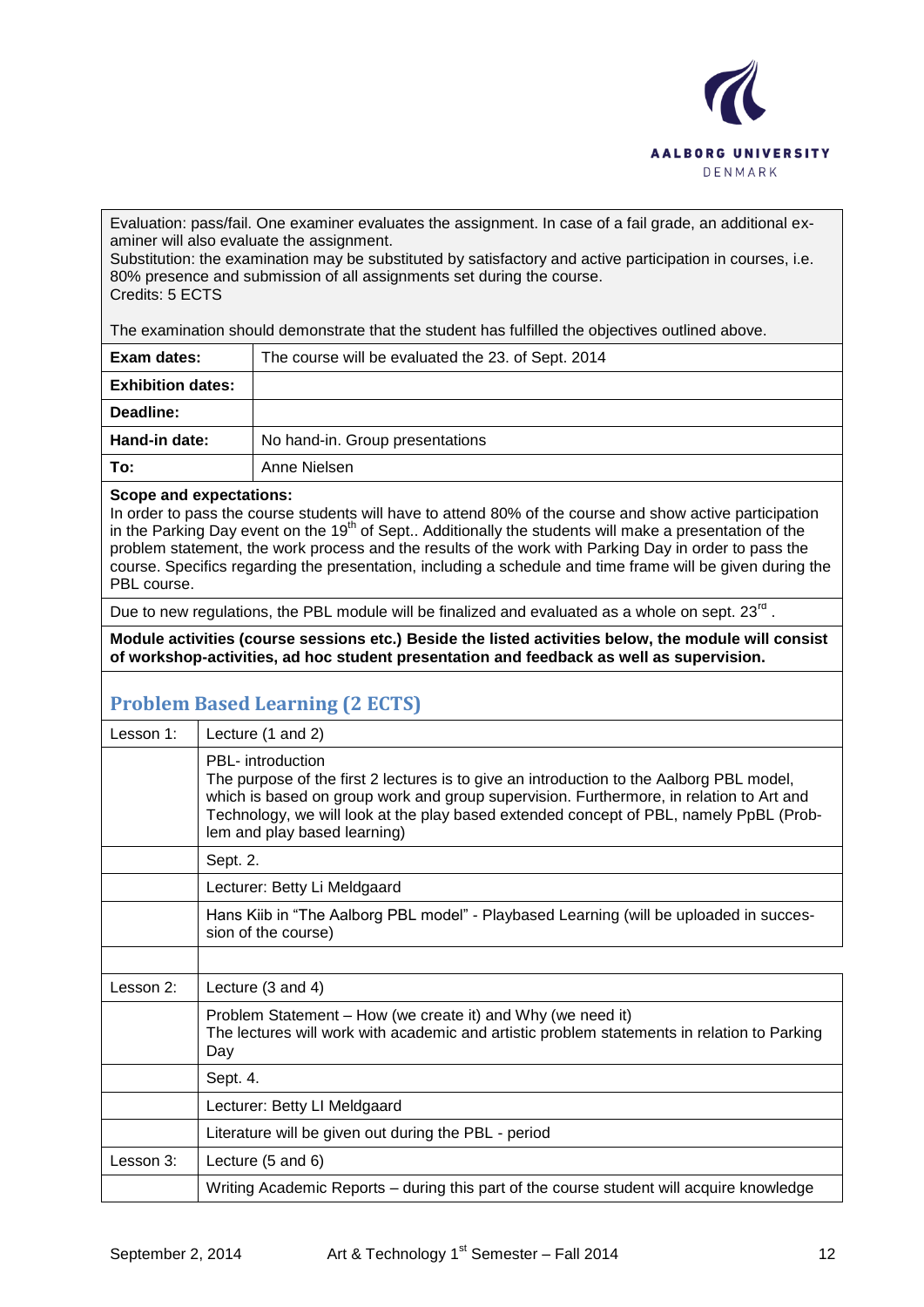Evaluation: pass/fail. One examiner evaluates the assignment. In case of a fail grade, an additional examiner will also evaluate the assignment.
Substitution: the examination may be substituted by satisfactory and active participation in courses, i.e. 80% presence and submission of all assignments set during the course.
Credits: 5 ECTS

The examination should demonstrate that the student has fulfilled the objectives outlined above.

| **Exam dates:** | The course will be evaluated the 23. of Sept. 2014 |
|---|---|
| **Exhibition dates:** | |
| **Deadline:** | |
| **Hand-in date:** | No hand-in. Group presentations |
| **To:** | Anne Nielsen |

**Scope and expectations:**
In order to pass the course students will have to attend 80% of the course and show active participation in the Parking Day event on the 19th of Sept.. Additionally the students will make a presentation of the problem statement, the work process and the results of the work with Parking Day in order to pass the course. Specifics regarding the presentation, including a schedule and time frame will be given during the PBL course.

Due to new regulations, the PBL module will be finalized and evaluated as a whole on sept. 23rd .

**Module activities (course sessions etc.) Beside the listed activities below, the module will consist of workshop-activities, ad hoc student presentation and feedback as well as supervision.**

## Problem Based Learning (2 ECTS)

| Lesson 1: | Lecture (1 and 2) |
|---|---|
| | PBL- introduction<br>The purpose of the first 2 lectures is to give an introduction to the Aalborg PBL model, which is based on group work and group supervision. Furthermore, in relation to Art and Technology, we will look at the play based extended concept of PBL, namely PpBL (Problem and play based learning) |
| | Sept. 2. |
| | Lecturer: Betty Li Meldgaard |
| | Hans Kiib in "The Aalborg PBL model" - Playbased Learning (will be uploaded in succession of the course) |
| | |
| Lesson 2: | Lecture (3 and 4) |
| | Problem Statement – How (we create it) and Why (we need it)<br>The lectures will work with academic and artistic problem statements in relation to Parking Day |
| | Sept. 4. |
| | Lecturer: Betty LI Meldgaard |
| | Literature will be given out during the PBL - period |
| Lesson 3: | Lecture (5 and 6) |
| | Writing Academic Reports – during this part of the course student will acquire knowledge |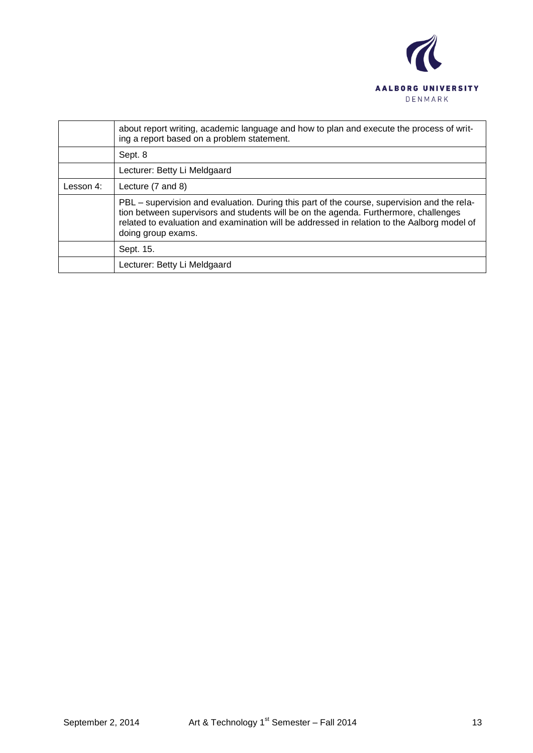| | |
|---|---|
| | about report writing, academic language and how to plan and execute the process of writing a report based on a problem statement. |
| | Sept. 8 |
| | Lecturer: Betty Li Meldgaard |
| Lesson 4: | Lecture (7 and 8) |
| | PBL – supervision and evaluation. During this part of the course, supervision and the relation between supervisors and students will be on the agenda. Furthermore, challenges related to evaluation and examination will be addressed in relation to the Aalborg model of doing group exams. |
| | Sept. 15. |
| | Lecturer: Betty Li Meldgaard |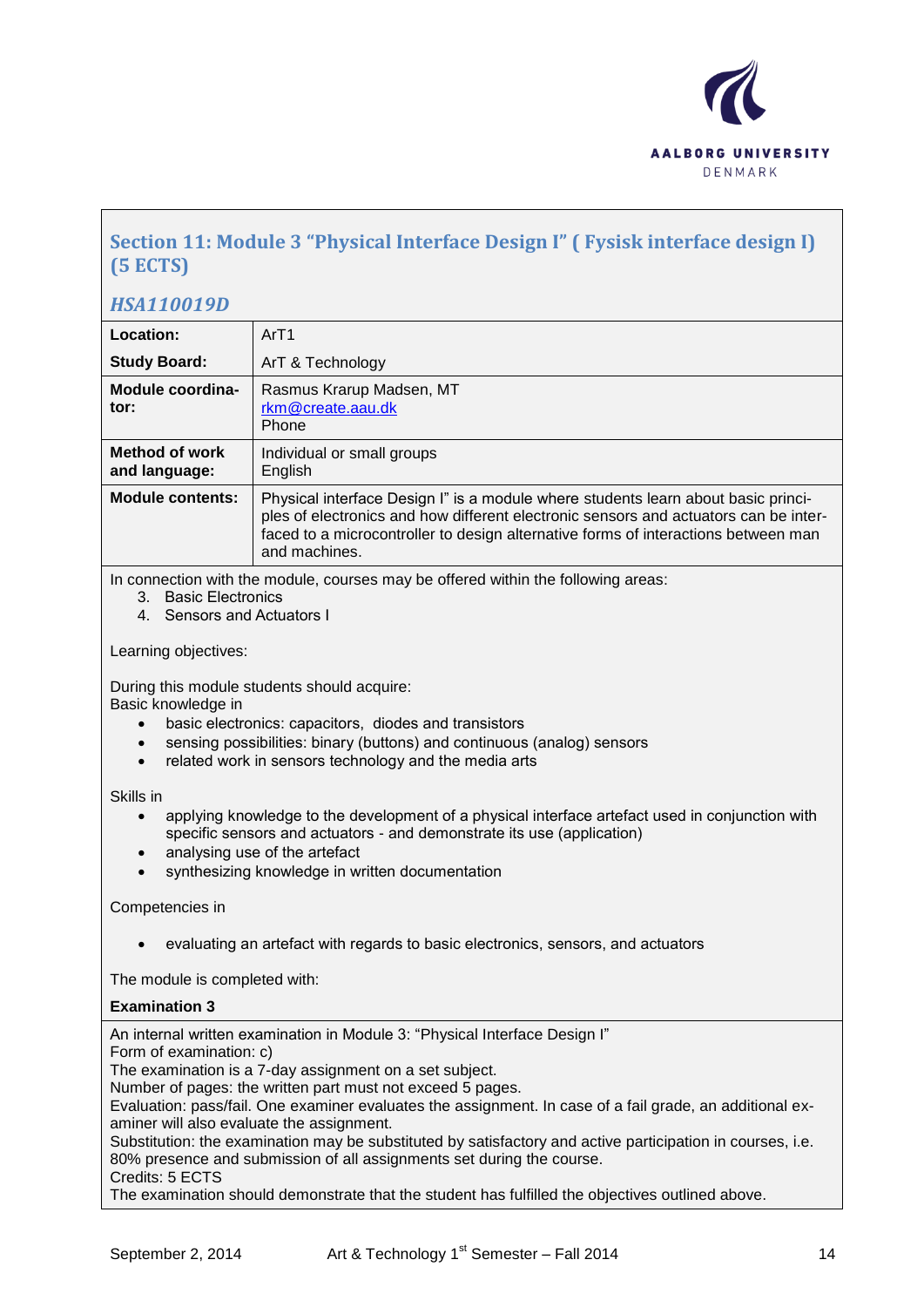## Section 11: Module 3 “Physical Interface Design I” ( Fysisk interface design I) (5 ECTS)

### *HSA110019D*

| | |
|---|---|
| **Location:** | ArT1 |
| **Study Board:** | ArT & Technology |
| **Module coordinator:** | Rasmus Krarup Madsen, MT<br>rkm@create.aau.dk<br>Phone |
| **Method of work and language:** | Individual or small groups<br>English |
| **Module contents:** | Physical interface Design I” is a module where students learn about basic principles of electronics and how different electronic sensors and actuators can be interfaced to a microcontroller to design alternative forms of interactions between man and machines. |

In connection with the module, courses may be offered within the following areas:

3. Basic Electronics
4. Sensors and Actuators I

Learning objectives:

During this module students should acquire:
Basic knowledge in

- basic electronics: capacitors, diodes and transistors
- sensing possibilities: binary (buttons) and continuous (analog) sensors
- related work in sensors technology and the media arts

Skills in

- applying knowledge to the development of a physical interface artefact used in conjunction with specific sensors and actuators - and demonstrate its use (application)
- analysing use of the artefact
- synthesizing knowledge in written documentation

Competencies in

- evaluating an artefact with regards to basic electronics, sensors, and actuators

The module is completed with:

**Examination 3**

An internal written examination in Module 3: “Physical Interface Design I”
Form of examination: c)
The examination is a 7-day assignment on a set subject.
Number of pages: the written part must not exceed 5 pages.
Evaluation: pass/fail. One examiner evaluates the assignment. In case of a fail grade, an additional examiner will also evaluate the assignment.
Substitution: the examination may be substituted by satisfactory and active participation in courses, i.e. 80% presence and submission of all assignments set during the course.
Credits: 5 ECTS
The examination should demonstrate that the student has fulfilled the objectives outlined above.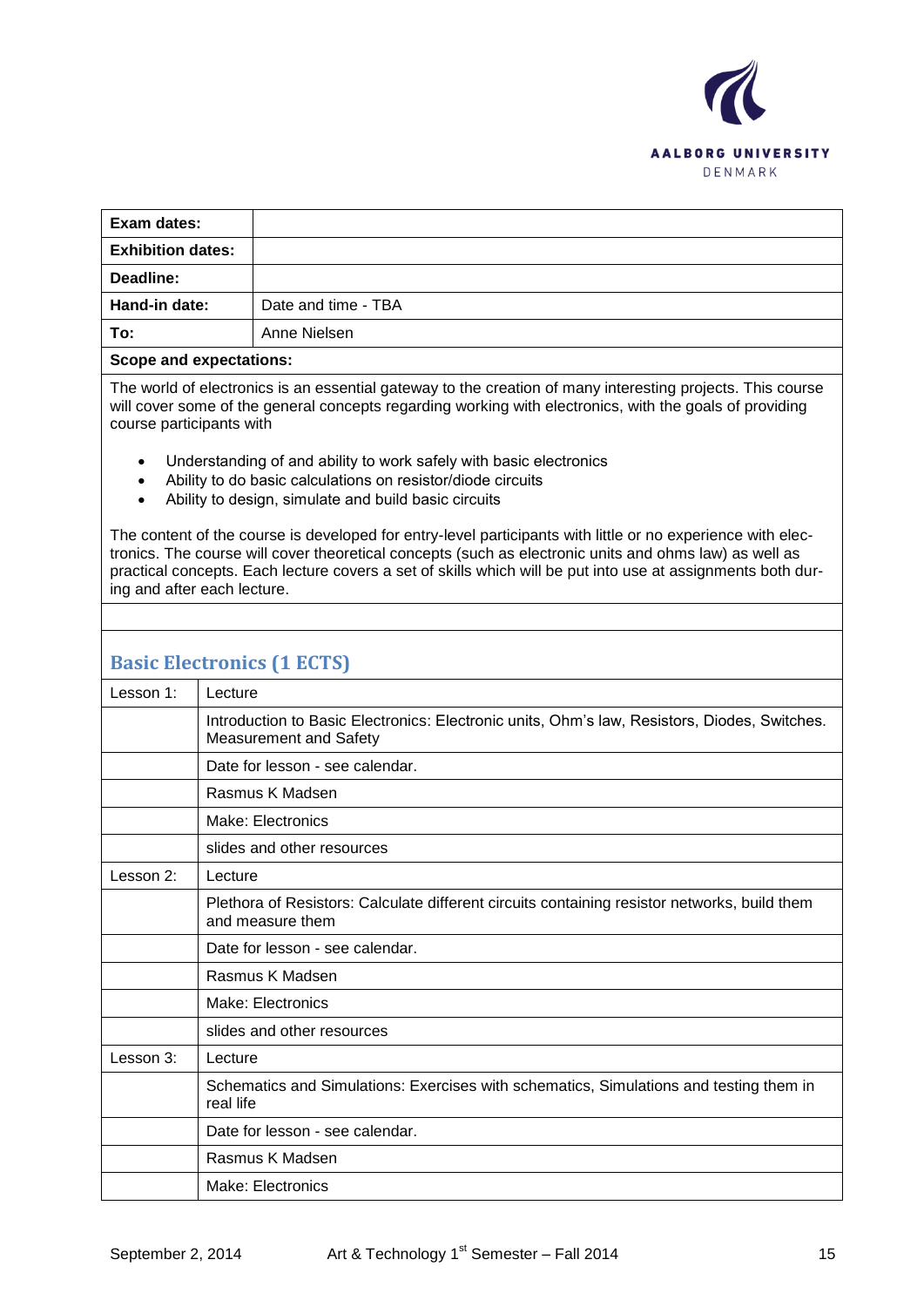| Exam dates: | |
|---|---|
| Exhibition dates: | |
| Deadline: | |
| Hand-in date: | Date and time - TBA |
| To: | Anne Nielsen |

**Scope and expectations:**

The world of electronics is an essential gateway to the creation of many interesting projects. This course will cover some of the general concepts regarding working with electronics, with the goals of providing course participants with

- Understanding of and ability to work safely with basic electronics
- Ability to do basic calculations on resistor/diode circuits
- Ability to design, simulate and build basic circuits

The content of the course is developed for entry-level participants with little or no experience with electronics. The course will cover theoretical concepts (such as electronic units and ohms law) as well as practical concepts. Each lecture covers a set of skills which will be put into use at assignments both during and after each lecture.

## Basic Electronics (1 ECTS)

| Lesson 1: | Lecture |
|---|---|
| | Introduction to Basic Electronics: Electronic units, Ohm's law, Resistors, Diodes, Switches. Measurement and Safety |
| | Date for lesson - see calendar. |
| | Rasmus K Madsen |
| | Make: Electronics |
| | slides and other resources |
| Lesson 2: | Lecture |
| | Plethora of Resistors: Calculate different circuits containing resistor networks, build them and measure them |
| | Date for lesson - see calendar. |
| | Rasmus K Madsen |
| | Make: Electronics |
| | slides and other resources |
| Lesson 3: | Lecture |
| | Schematics and Simulations: Exercises with schematics, Simulations and testing them in real life |
| | Date for lesson - see calendar. |
| | Rasmus K Madsen |
| | Make: Electronics |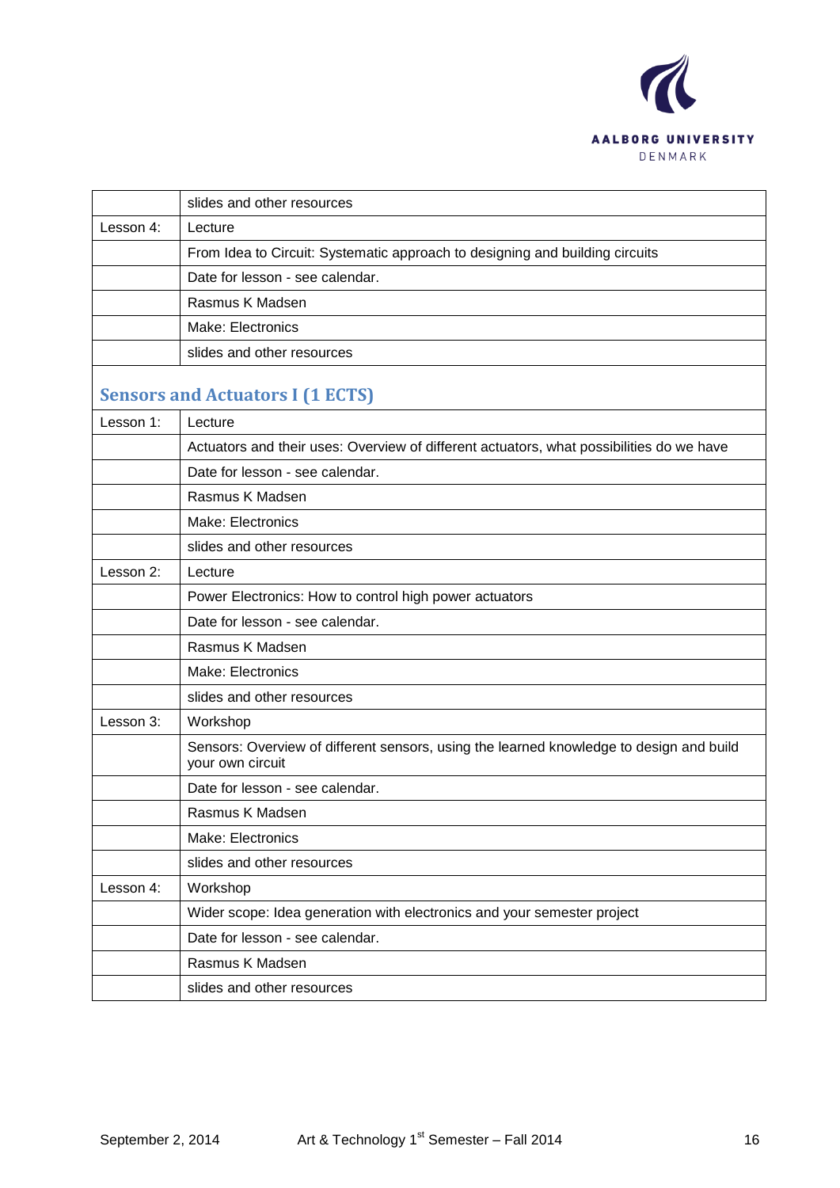| | slides and other resources |
|---|---|
| Lesson 4: | Lecture |
| | From Idea to Circuit: Systematic approach to designing and building circuits |
| | Date for lesson - see calendar. |
| | Rasmus K Madsen |
| | Make: Electronics |
| | slides and other resources |

## Sensors and Actuators I (1 ECTS)

| Lesson 1: | Lecture |
|---|---|
| | Actuators and their uses: Overview of different actuators, what possibilities do we have |
| | Date for lesson - see calendar. |
| | Rasmus K Madsen |
| | Make: Electronics |
| | slides and other resources |
| Lesson 2: | Lecture |
| | Power Electronics: How to control high power actuators |
| | Date for lesson - see calendar. |
| | Rasmus K Madsen |
| | Make: Electronics |
| | slides and other resources |
| Lesson 3: | Workshop |
| | Sensors: Overview of different sensors, using the learned knowledge to design and build your own circuit |
| | Date for lesson - see calendar. |
| | Rasmus K Madsen |
| | Make: Electronics |
| | slides and other resources |
| Lesson 4: | Workshop |
| | Wider scope: Idea generation with electronics and your semester project |
| | Date for lesson - see calendar. |
| | Rasmus K Madsen |
| | slides and other resources |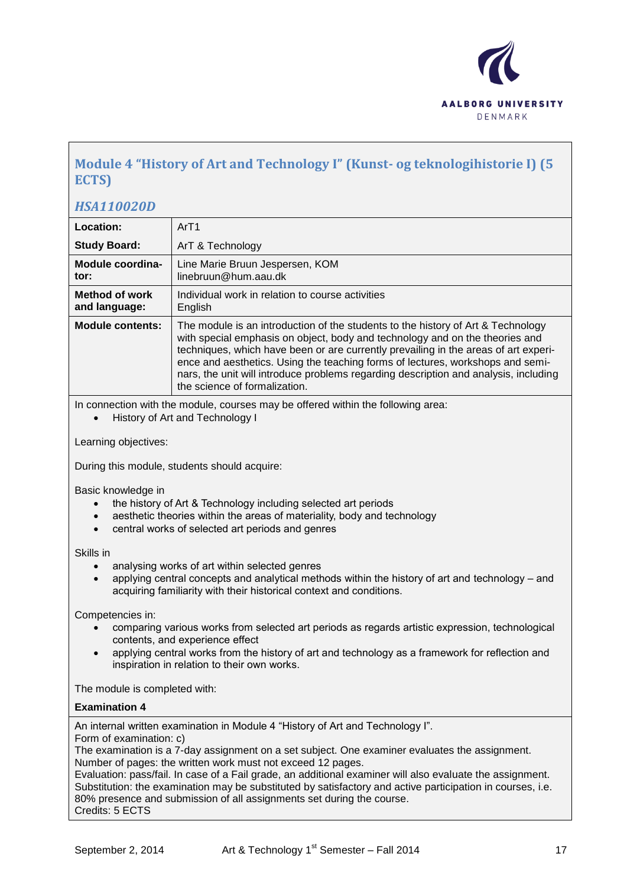## Module 4 "History of Art and Technology I" (Kunst- og teknologihistorie I) (5 ECTS)

### *HSA110020D*

| | |
|---|---|
| **Location:** | ArT1 |
| **Study Board:** | ArT & Technology |
| **Module coordinator:** | Line Marie Bruun Jespersen, KOM<br>linebruun@hum.aau.dk |
| **Method of work and language:** | Individual work in relation to course activities<br>English |
| **Module contents:** | The module is an introduction of the students to the history of Art & Technology with special emphasis on object, body and technology and on the theories and techniques, which have been or are currently prevailing in the areas of art experience and aesthetics. Using the teaching forms of lectures, workshops and seminars, the unit will introduce problems regarding description and analysis, including the science of formalization. |

In connection with the module, courses may be offered within the following area:

- History of Art and Technology I

Learning objectives:

During this module, students should acquire:

Basic knowledge in

- the history of Art & Technology including selected art periods
- aesthetic theories within the areas of materiality, body and technology
- central works of selected art periods and genres

Skills in

- analysing works of art within selected genres
- applying central concepts and analytical methods within the history of art and technology – and acquiring familiarity with their historical context and conditions.

Competencies in:

- comparing various works from selected art periods as regards artistic expression, technological contents, and experience effect
- applying central works from the history of art and technology as a framework for reflection and inspiration in relation to their own works.

The module is completed with:

**Examination 4**

An internal written examination in Module 4 "History of Art and Technology I".
Form of examination: c)
The examination is a 7-day assignment on a set subject. One examiner evaluates the assignment.
Number of pages: the written work must not exceed 12 pages.
Evaluation: pass/fail. In case of a Fail grade, an additional examiner will also evaluate the assignment.
Substitution: the examination may be substituted by satisfactory and active participation in courses, i.e. 80% presence and submission of all assignments set during the course.
Credits: 5 ECTS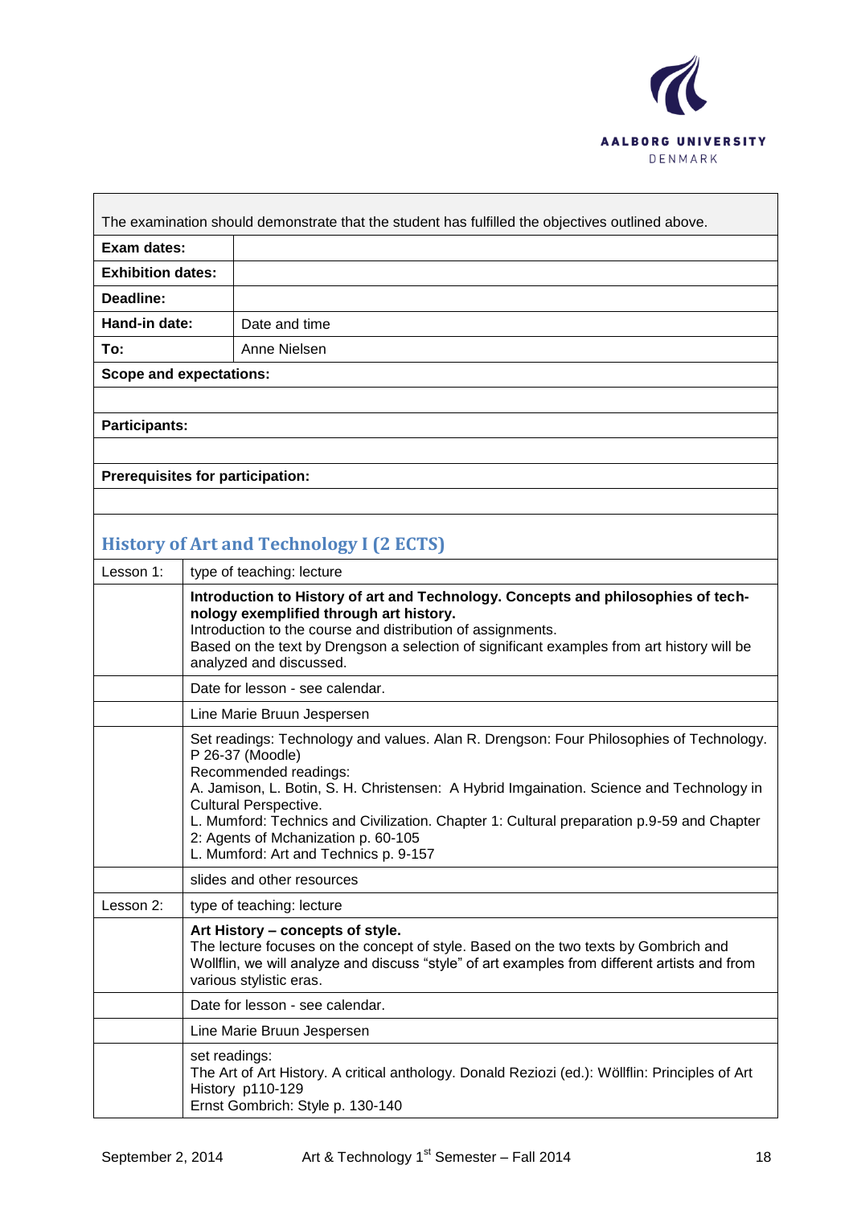| The examination should demonstrate that the student has fulfilled the objectives outlined above. | |
|---|---|
| **Exam dates:** | |
| **Exhibition dates:** | |
| **Deadline:** | |
| **Hand-in date:** | Date and time |
| **To:** | Anne Nielsen |
| **Scope and expectations:** | |
| | |
| **Participants:** | |
| | |
| **Prerequisites for participation:** | |
| | |

## History of Art and Technology I (2 ECTS)

| Lesson 1: | type of teaching: lecture |
|---|---|
| | **Introduction to History of art and Technology. Concepts and philosophies of technology exemplified through art history.** Introduction to the course and distribution of assignments. Based on the text by Drengson a selection of significant examples from art history will be analyzed and discussed. |
| | Date for lesson - see calendar. |
| | Line Marie Bruun Jespersen |
| | Set readings: Technology and values. Alan R. Drengson: Four Philosophies of Technology. P 26-37 (Moodle) Recommended readings: A. Jamison, L. Botin, S. H. Christensen: A Hybrid Imgaination. Science and Technology in Cultural Perspective. L. Mumford: Technics and Civilization. Chapter 1: Cultural preparation p.9-59 and Chapter 2: Agents of Mchanization p. 60-105 L. Mumford: Art and Technics p. 9-157 |
| | slides and other resources |
| Lesson 2: | type of teaching: lecture |
| | **Art History – concepts of style.** The lecture focuses on the concept of style. Based on the two texts by Gombrich and Wollflin, we will analyze and discuss "style" of art examples from different artists and from various stylistic eras. |
| | Date for lesson - see calendar. |
| | Line Marie Bruun Jespersen |
| | set readings: The Art of Art History. A critical anthology. Donald Reziozi (ed.): Wöllflin: Principles of Art History p110-129 Ernst Gombrich: Style p. 130-140 |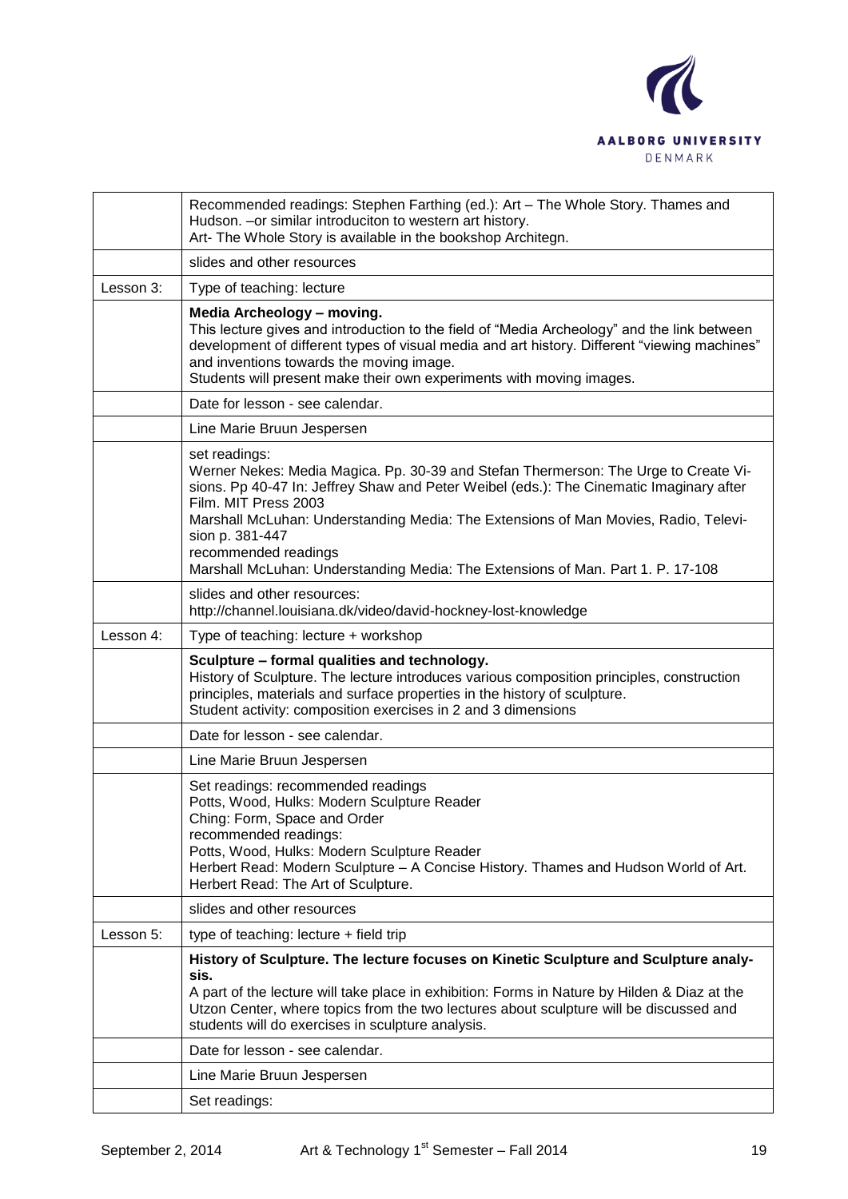| | |
|---|---|
| | Recommended readings: Stephen Farthing (ed.): Art – The Whole Story. Thames and Hudson. –or similar introduciton to western art history.<br>Art- The Whole Story is available in the bookshop Architegn. |
| | slides and other resources |
| Lesson 3: | Type of teaching: lecture |
| | **Media Archeology – moving.**<br>This lecture gives and introduction to the field of "Media Archeology" and the link between development of different types of visual media and art history. Different "viewing machines" and inventions towards the moving image.<br>Students will present make their own experiments with moving images. |
| | Date for lesson - see calendar. |
| | Line Marie Bruun Jespersen |
| | set readings:<br>Werner Nekes: Media Magica. Pp. 30-39 and Stefan Thermerson: The Urge to Create Visions. Pp 40-47 In: Jeffrey Shaw and Peter Weibel (eds.): The Cinematic Imaginary after Film. MIT Press 2003<br>Marshall McLuhan: Understanding Media: The Extensions of Man Movies, Radio, Television p. 381-447<br>recommended readings<br>Marshall McLuhan: Understanding Media: The Extensions of Man. Part 1. P. 17-108 |
| | slides and other resources:<br>http://channel.louisiana.dk/video/david-hockney-lost-knowledge |
| Lesson 4: | Type of teaching: lecture + workshop |
| | **Sculpture – formal qualities and technology.**<br>History of Sculpture. The lecture introduces various composition principles, construction principles, materials and surface properties in the history of sculpture.<br>Student activity: composition exercises in 2 and 3 dimensions |
| | Date for lesson - see calendar. |
| | Line Marie Bruun Jespersen |
| | Set readings: recommended readings<br>Potts, Wood, Hulks: Modern Sculpture Reader<br>Ching: Form, Space and Order<br>recommended readings:<br>Potts, Wood, Hulks: Modern Sculpture Reader<br>Herbert Read: Modern Sculpture – A Concise History. Thames and Hudson World of Art.<br>Herbert Read: The Art of Sculpture. |
| | slides and other resources |
| Lesson 5: | type of teaching: lecture + field trip |
| | **History of Sculpture. The lecture focuses on Kinetic Sculpture and Sculpture analysis.**<br>A part of the lecture will take place in exhibition: Forms in Nature by Hilden & Diaz at the Utzon Center, where topics from the two lectures about sculpture will be discussed and students will do exercises in sculpture analysis. |
| | Date for lesson - see calendar. |
| | Line Marie Bruun Jespersen |
| | Set readings: |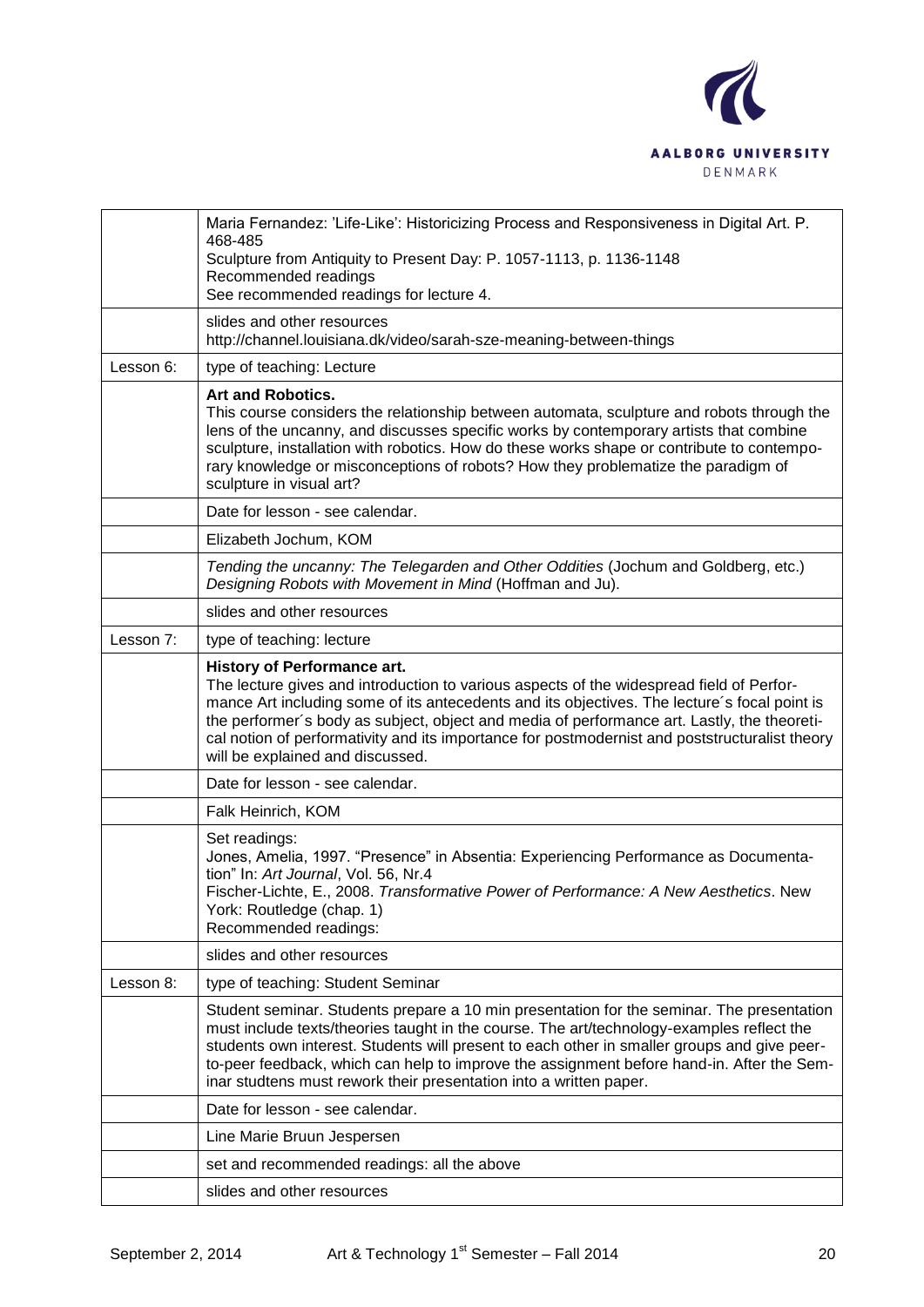| | |
|---|---|
| | Maria Fernandez: 'Life-Like': Historicizing Process and Responsiveness in Digital Art. P. 468-485<br>Sculpture from Antiquity to Present Day: P. 1057-1113, p. 1136-1148<br>Recommended readings<br>See recommended readings for lecture 4. |
| | slides and other resources<br>http://channel.louisiana.dk/video/sarah-sze-meaning-between-things |
| Lesson 6: | type of teaching: Lecture |
| | **Art and Robotics.**<br>This course considers the relationship between automata, sculpture and robots through the lens of the uncanny, and discusses specific works by contemporary artists that combine sculpture, installation with robotics. How do these works shape or contribute to contemporary knowledge or misconceptions of robots? How they problematize the paradigm of sculpture in visual art? |
| | Date for lesson - see calendar. |
| | Elizabeth Jochum, KOM |
| | *Tending the uncanny: The Telegarden and Other Oddities* (Jochum and Goldberg, etc.)<br>*Designing Robots with Movement in Mind* (Hoffman and Ju). |
| | slides and other resources |
| Lesson 7: | type of teaching: lecture |
| | **History of Performance art.**<br>The lecture gives and introduction to various aspects of the widespread field of Performance Art including some of its antecedents and its objectives. The lecture´s focal point is the performer´s body as subject, object and media of performance art. Lastly, the theoretical notion of performativity and its importance for postmodernist and poststructuralist theory will be explained and discussed. |
| | Date for lesson - see calendar. |
| | Falk Heinrich, KOM |
| | Set readings:<br>Jones, Amelia, 1997. "Presence" in Absentia: Experiencing Performance as Documentation" In: *Art Journal*, Vol. 56, Nr.4<br>Fischer-Lichte, E., 2008. *Transformative Power of Performance: A New Aesthetics*. New York: Routledge (chap. 1)<br>Recommended readings: |
| | slides and other resources |
| Lesson 8: | type of teaching: Student Seminar |
| | Student seminar. Students prepare a 10 min presentation for the seminar. The presentation must include texts/theories taught in the course. The art/technology-examples reflect the students own interest. Students will present to each other in smaller groups and give peer-to-peer feedback, which can help to improve the assignment before hand-in. After the Seminar studtens must rework their presentation into a written paper. |
| | Date for lesson - see calendar. |
| | Line Marie Bruun Jespersen |
| | set and recommended readings: all the above |
| | slides and other resources |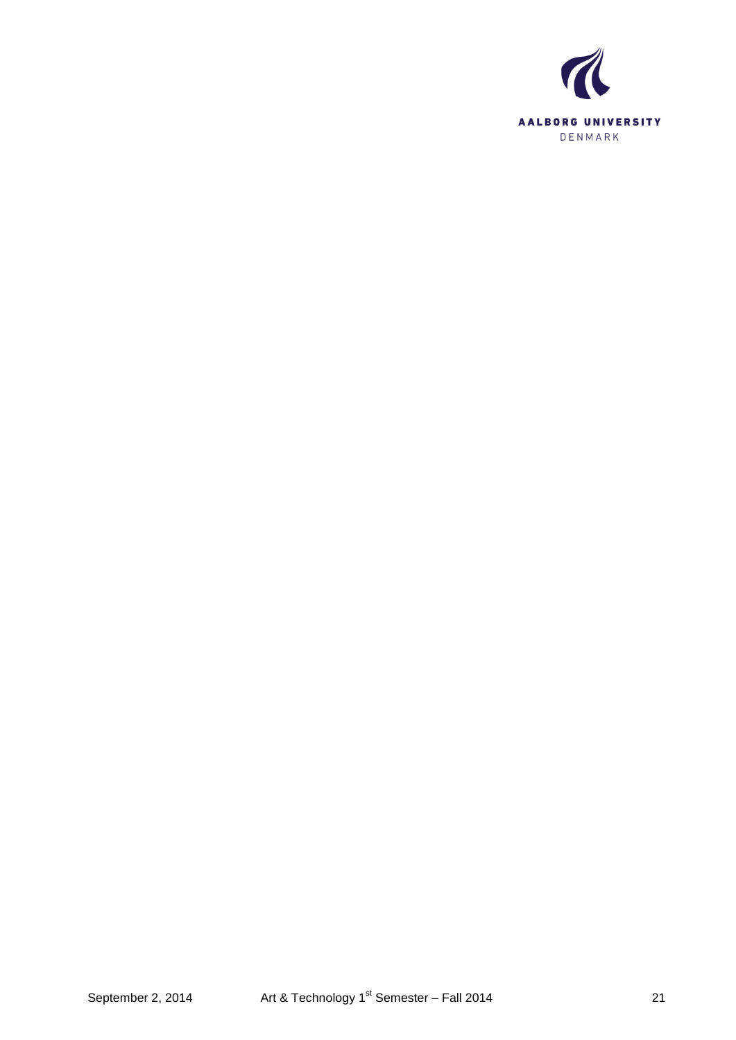AALBORG UNIVERSITY

DENMARK